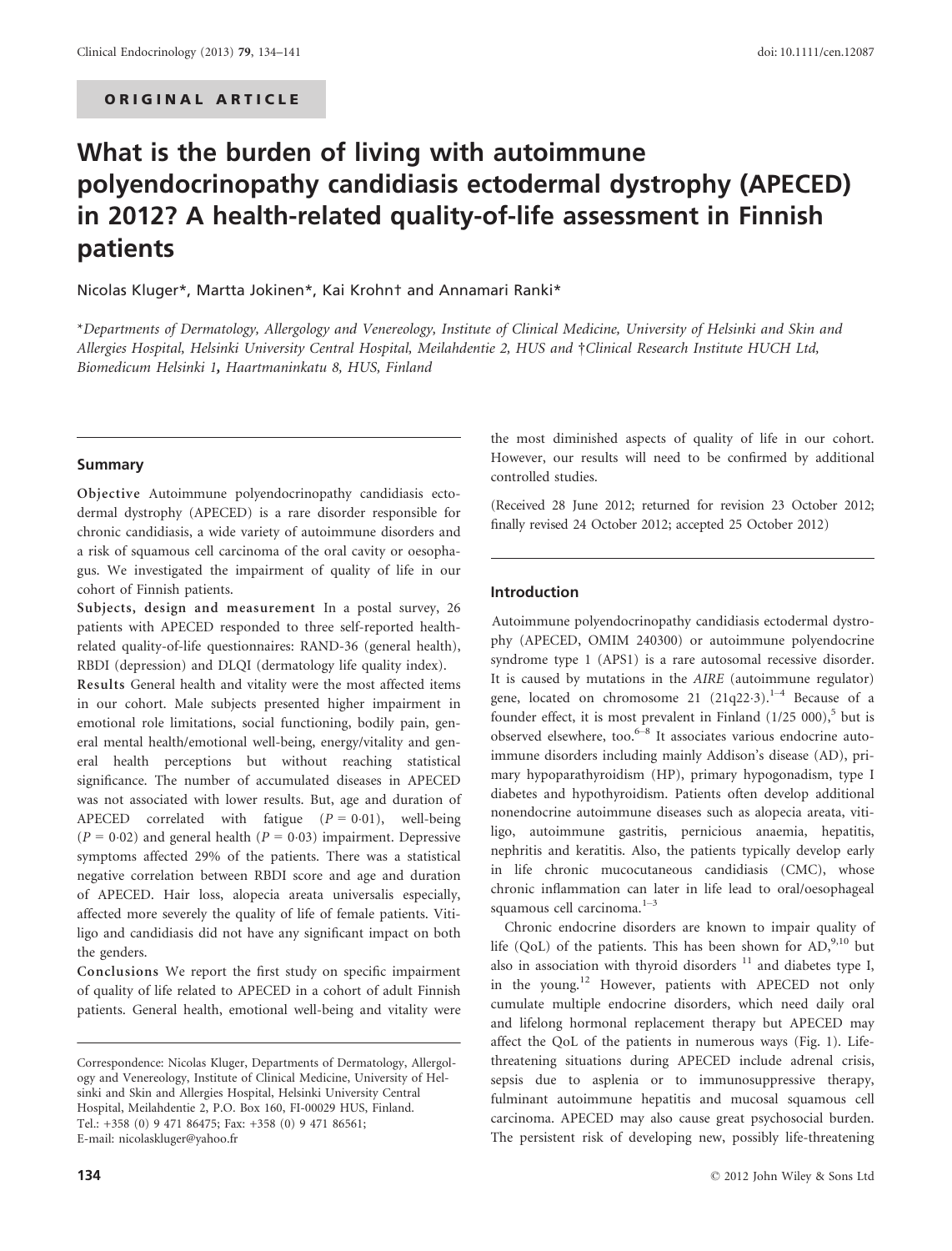ORIGINAL ARTICLE

# What is the burden of living with autoimmune polyendocrinopathy candidiasis ectodermal dystrophy (APECED) in 2012? A health-related quality-of-life assessment in Finnish patients

Nicolas Kluger*, Martta Jokinen*, Kai Krohn† and Annamari Ranki*

*Departments of Dermatology, Allergology and Venereology, Institute of Clinical Medicine, University of Helsinki and Skin and Allergies Hospital, Helsinki University Central Hospital, Meilahdentie 2, HUS and †Clinical Research Institute HUCH Ltd, Biomedicum Helsinki 1, Haartmaninkatu 8, HUS, Finland

## Summary

**Objective** Autoimmune polyendocrinopathy candidiasis ectodermal dystrophy (APECED) is a rare disorder responsible for chronic candidiasis, a wide variety of autoimmune disorders and a risk of squamous cell carcinoma of the oral cavity or oesophagus. We investigated the impairment of quality of life in our cohort of Finnish patients.

**Subjects, design and measurement** In a postal survey, 26 patients with APECED responded to three self-reported health-related quality-of-life questionnaires: RAND-36 (general health), RBDI (depression) and DLQI (dermatology life quality index).

**Results** General health and vitality were the most affected items in our cohort. Male subjects presented higher impairment in emotional role limitations, social functioning, bodily pain, general mental health/emotional well-being, energy/vitality and general health perceptions but without reaching statistical significance. The number of accumulated diseases in APECED was not associated with lower results. But, age and duration of APECED correlated with fatigue ($P = 0{\cdot}01$), well-being ($P = 0{\cdot}02$) and general health ($P = 0{\cdot}03$) impairment. Depressive symptoms affected 29% of the patients. There was a statistical negative correlation between RBDI score and age and duration of APECED. Hair loss, alopecia areata universalis especially, affected more severely the quality of life of female patients. Vitiligo and candidiasis did not have any significant impact on both the genders.

**Conclusions** We report the first study on specific impairment of quality of life related to APECED in a cohort of adult Finnish patients. General health, emotional well-being and vitality were the most diminished aspects of quality of life in our cohort. However, our results will need to be confirmed by additional controlled studies.

(Received 28 June 2012; returned for revision 23 October 2012; finally revised 24 October 2012; accepted 25 October 2012)

Correspondence: Nicolas Kluger, Departments of Dermatology, Allergology and Venereology, Institute of Clinical Medicine, University of Helsinki and Skin and Allergies Hospital, Helsinki University Central Hospital, Meilahdentie 2, P.O. Box 160, FI-00029 HUS, Finland. Tel.: +358 (0) 9 471 86475; Fax: +358 (0) 9 471 86561; E-mail: nicolaskluger@yahoo.fr

## Introduction

Autoimmune polyendocrinopathy candidiasis ectodermal dystrophy (APECED, OMIM 240300) or autoimmune polyendocrine syndrome type 1 (APS1) is a rare autosomal recessive disorder. It is caused by mutations in the *AIRE* (autoimmune regulator) gene, located on chromosome 21 (21q22·3).[1–4] Because of a founder effect, it is most prevalent in Finland (1/25 000),[5] but is observed elsewhere, too.[6–8] It associates various endocrine autoimmune disorders including mainly Addison's disease (AD), primary hypoparathyroidism (HP), primary hypogonadism, type I diabetes and hypothyroidism. Patients often develop additional nonendocrine autoimmune diseases such as alopecia areata, vitiligo, autoimmune gastritis, pernicious anaemia, hepatitis, nephritis and keratitis. Also, the patients typically develop early in life chronic mucocutaneous candidiasis (CMC), whose chronic inflammation can later in life lead to oral/oesophageal squamous cell carcinoma.[1–3]

Chronic endocrine disorders are known to impair quality of life (QoL) of the patients. This has been shown for AD,[9,10] but also in association with thyroid disorders [11] and diabetes type I, in the young.[12] However, patients with APECED not only cumulate multiple endocrine disorders, which need daily oral and lifelong hormonal replacement therapy but APECED may affect the QoL of the patients in numerous ways (Fig. 1). Life-threatening situations during APECED include adrenal crisis, sepsis due to asplenia or to immunosuppressive therapy, fulminant autoimmune hepatitis and mucosal squamous cell carcinoma. APECED may also cause great psychosocial burden. The persistent risk of developing new, possibly life-threatening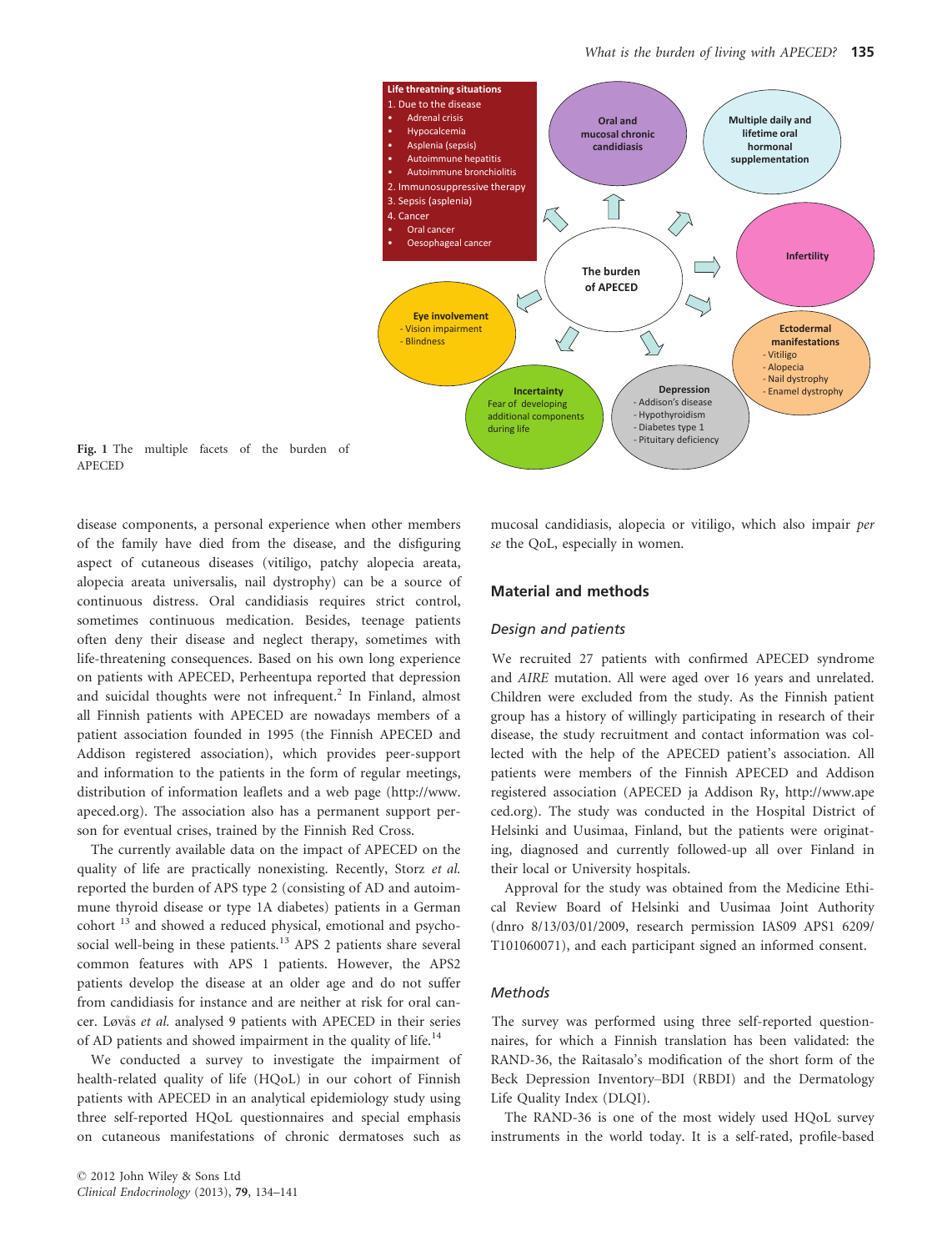**Fig. 1** The multiple facets of the burden of APECED

disease components, a personal experience when other members of the family have died from the disease, and the disfiguring aspect of cutaneous diseases (vitiligo, patchy alopecia areata, alopecia areata universalis, nail dystrophy) can be a source of continuous distress. Oral candidiasis requires strict control, sometimes continuous medication. Besides, teenage patients often deny their disease and neglect therapy, sometimes with life-threatening consequences. Based on his own long experience on patients with APECED, Perheentupa reported that depression and suicidal thoughts were not infrequent.[2] In Finland, almost all Finnish patients with APECED are nowadays members of a patient association founded in 1995 (the Finnish APECED and Addison registered association), which provides peer-support and information to the patients in the form of regular meetings, distribution of information leaflets and a web page (http://www.apeced.org). The association also has a permanent support person for eventual crises, trained by the Finnish Red Cross.

The currently available data on the impact of APECED on the quality of life are practically nonexisting. Recently, Storz *et al.* reported the burden of APS type 2 (consisting of AD and autoimmune thyroid disease or type 1A diabetes) patients in a German cohort [13] and showed a reduced physical, emotional and psychosocial well-being in these patients.[13] APS 2 patients share several common features with APS 1 patients. However, the APS2 patients develop the disease at an older age and do not suffer from candidiasis for instance and are neither at risk for oral cancer. Løvås *et al.* analysed 9 patients with APECED in their series of AD patients and showed impairment in the quality of life.[14]

We conducted a survey to investigate the impairment of health-related quality of life (HQoL) in our cohort of Finnish patients with APECED in an analytical epidemiology study using three self-reported HQoL questionnaires and special emphasis on cutaneous manifestations of chronic dermatoses such as mucosal candidiasis, alopecia or vitiligo, which also impair *per se* the QoL, especially in women.

## Material and methods

### Design and patients

We recruited 27 patients with confirmed APECED syndrome and *AIRE* mutation. All were aged over 16 years and unrelated. Children were excluded from the study. As the Finnish patient group has a history of willingly participating in research of their disease, the study recruitment and contact information was collected with the help of the APECED patient's association. All patients were members of the Finnish APECED and Addison registered association (APECED ja Addison Ry, http://www.apeced.org). The study was conducted in the Hospital District of Helsinki and Uusimaa, Finland, but the patients were originating, diagnosed and currently followed-up all over Finland in their local or University hospitals.

Approval for the study was obtained from the Medicine Ethical Review Board of Helsinki and Uusimaa Joint Authority (dnro 8/13/03/01/2009, research permission IAS09 APS1 6209/T101060071), and each participant signed an informed consent.

### Methods

The survey was performed using three self-reported questionnaires, for which a Finnish translation has been validated: the RAND-36, the Raitasalo's modification of the short form of the Beck Depression Inventory–BDI (RBDI) and the Dermatology Life Quality Index (DLQI).

The RAND-36 is one of the most widely used HQoL survey instruments in the world today. It is a self-rated, profile-based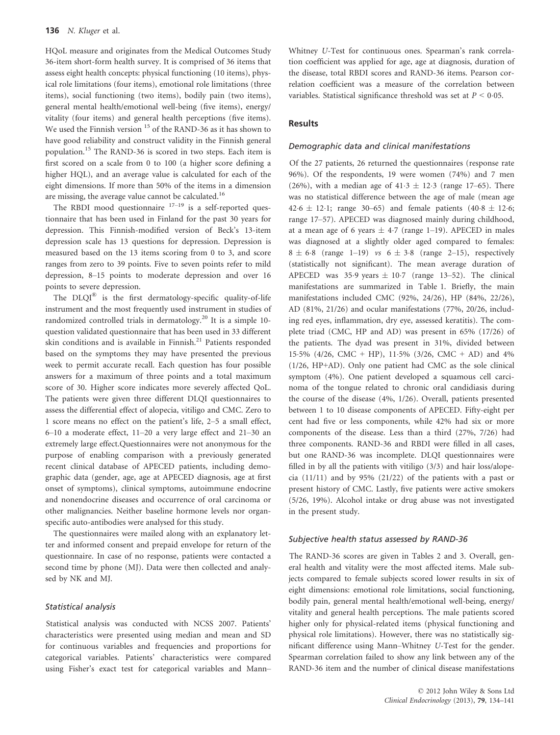HQoL measure and originates from the Medical Outcomes Study 36-item short-form health survey. It is comprised of 36 items that assess eight health concepts: physical functioning (10 items), physical role limitations (four items), emotional role limitations (three items), social functioning (two items), bodily pain (two items), general mental health/emotional well-being (five items), energy/vitality (four items) and general health perceptions (five items). We used the Finnish version [15] of the RAND-36 as it has shown to have good reliability and construct validity in the Finnish general population.[15] The RAND-36 is scored in two steps. Each item is first scored on a scale from 0 to 100 (a higher score defining a higher HQL), and an average value is calculated for each of the eight dimensions. If more than 50% of the items in a dimension are missing, the average value cannot be calculated.[16]

The RBDI mood questionnaire [17–19] is a self-reported questionnaire that has been used in Finland for the past 30 years for depression. This Finnish-modified version of Beck's 13-item depression scale has 13 questions for depression. Depression is measured based on the 13 items scoring from 0 to 3, and score ranges from zero to 39 points. Five to seven points refer to mild depression, 8–15 points to moderate depression and over 16 points to severe depression.

The DLQI® is the first dermatology-specific quality-of-life instrument and the most frequently used instrument in studies of randomized controlled trials in dermatology.[20] It is a simple 10-question validated questionnaire that has been used in 33 different skin conditions and is available in Finnish.[21] Patients responded based on the symptoms they may have presented the previous week to permit accurate recall. Each question has four possible answers for a maximum of three points and a total maximum score of 30. Higher score indicates more severely affected QoL. The patients were given three different DLQI questionnaires to assess the differential effect of alopecia, vitiligo and CMC. Zero to 1 score means no effect on the patient's life, 2–5 a small effect, 6–10 a moderate effect, 11–20 a very large effect and 21–30 an extremely large effect.Questionnaires were not anonymous for the purpose of enabling comparison with a previously generated recent clinical database of APECED patients, including demographic data (gender, age, age at APECED diagnosis, age at first onset of symptoms), clinical symptoms, autoimmune endocrine and nonendocrine diseases and occurrence of oral carcinoma or other malignancies. Neither baseline hormone levels nor organ-specific auto-antibodies were analysed for this study.

The questionnaires were mailed along with an explanatory letter and informed consent and prepaid envelope for return of the questionnaire. In case of no response, patients were contacted a second time by phone (MJ). Data were then collected and analysed by NK and MJ.

### Statistical analysis

Statistical analysis was conducted with NCSS 2007. Patients' characteristics were presented using median and mean and SD for continuous variables and frequencies and proportions for categorical variables. Patients' characteristics were compared using Fisher's exact test for categorical variables and Mann–Whitney *U*-Test for continuous ones. Spearman's rank correlation coefficient was applied for age, age at diagnosis, duration of the disease, total RBDI scores and RAND-36 items. Pearson correlation coefficient was a measure of the correlation between variables. Statistical significance threshold was set at $P < 0{\cdot}05$.

## Results

### Demographic data and clinical manifestations

Of the 27 patients, 26 returned the questionnaires (response rate 96%). Of the respondents, 19 were women (74%) and 7 men (26%), with a median age of $41{\cdot}3 \pm 12{\cdot}3$ (range 17–65). There was no statistical difference between the age of male (mean age $42{\cdot}6 \pm 12{\cdot}1$; range 30–65) and female patients ($40{\cdot}8 \pm 12{\cdot}6$; range 17–57). APECED was diagnosed mainly during childhood, at a mean age of 6 years $\pm$ 4·7 (range 1–19). APECED in males was diagnosed at a slightly older aged compared to females: $8 \pm 6{\cdot}8$ (range 1–19) *vs* $6 \pm 3{\cdot}8$ (range 2–15), respectively (statistically not significant). The mean average duration of APECED was 35·9 years $\pm$ 10·7 (range 13–52). The clinical manifestations are summarized in Table 1. Briefly, the main manifestations included CMC (92%, 24/26), HP (84%, 22/26), AD (81%, 21/26) and ocular manifestations (77%, 20/26, including red eyes, inflammation, dry eye, assessed keratitis). The complete triad (CMC, HP and AD) was present in 65% (17/26) of the patients. The dyad was present in 31%, divided between 15·5% (4/26, CMC + HP), 11·5% (3/26, CMC + AD) and 4% (1/26, HP+AD). Only one patient had CMC as the sole clinical symptom (4%). One patient developed a squamous cell carcinoma of the tongue related to chronic oral candidiasis during the course of the disease (4%, 1/26). Overall, patients presented between 1 to 10 disease components of APECED. Fifty-eight per cent had five or less components, while 42% had six or more components of the disease. Less than a third (27%, 7/26) had three components. RAND-36 and RBDI were filled in all cases, but one RAND-36 was incomplete. DLQI questionnaires were filled in by all the patients with vitiligo (3/3) and hair loss/alopecia (11/11) and by 95% (21/22) of the patients with a past or present history of CMC. Lastly, five patients were active smokers (5/26, 19%). Alcohol intake or drug abuse was not investigated in the present study.

### Subjective health status assessed by RAND-36

The RAND-36 scores are given in Tables 2 and 3. Overall, general health and vitality were the most affected items. Male subjects compared to female subjects scored lower results in six of eight dimensions: emotional role limitations, social functioning, bodily pain, general mental health/emotional well-being, energy/vitality and general health perceptions. The male patients scored higher only for physical-related items (physical functioning and physical role limitations). However, there was no statistically significant difference using Mann–Whitney *U*-Test for the gender. Spearman correlation failed to show any link between any of the RAND-36 item and the number of clinical disease manifestations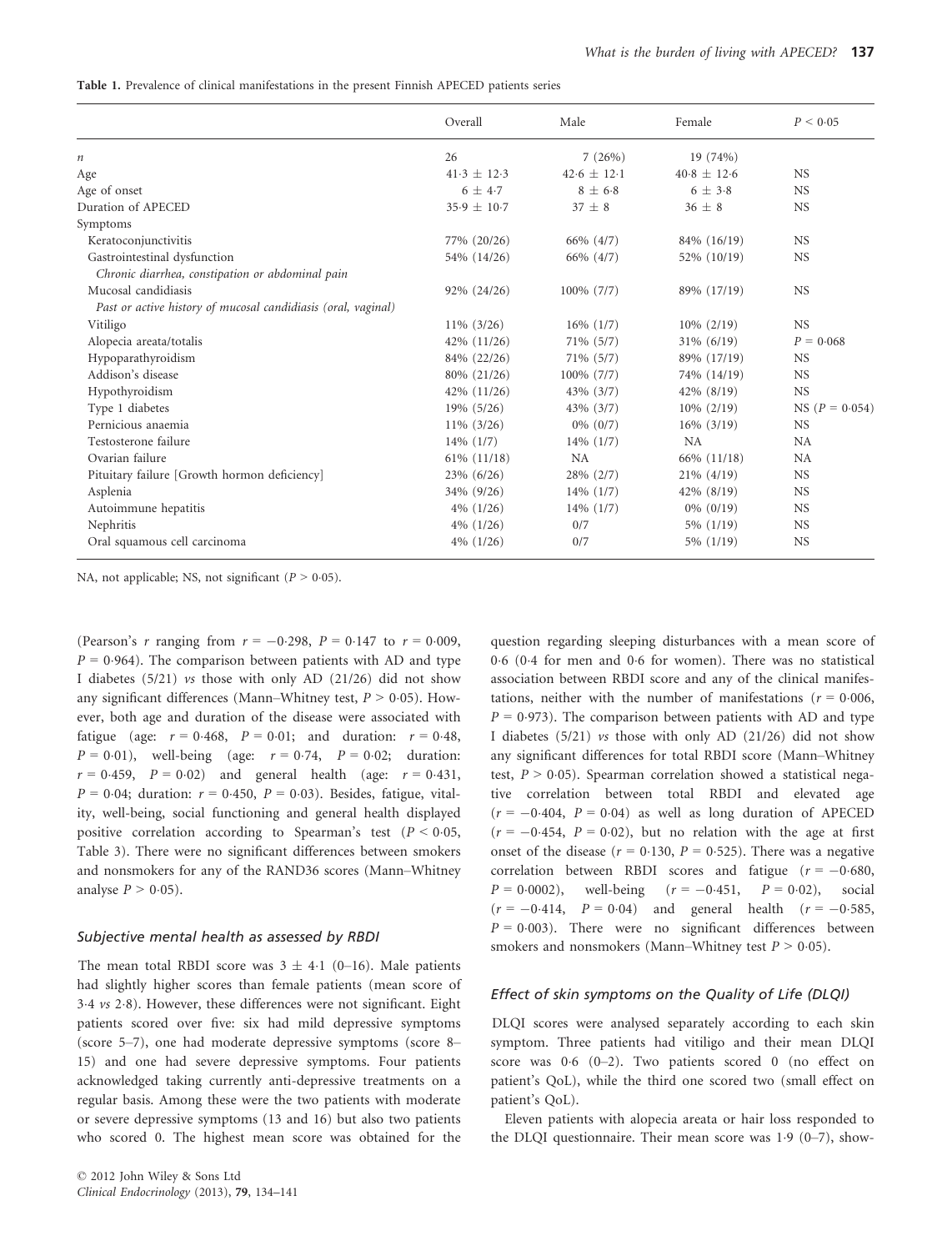**Table 1.** Prevalence of clinical manifestations in the present Finnish APECED patients series

| | Overall | Male | Female | $P < 0{\cdot}05$ |
|---|---|---|---|---|
| $n$ | 26 | 7 (26%) | 19 (74%) | |
| Age | 41·3 ± 12·3 | 42·6 ± 12·1 | 40·8 ± 12·6 | NS |
| Age of onset | 6 ± 4·7 | 8 ± 6·8 | 6 ± 3·8 | NS |
| Duration of APECED | 35·9 ± 10·7 | 37 ± 8 | 36 ± 8 | NS |
| Symptoms | | | | |
| Keratoconjunctivitis | 77% (20/26) | 66% (4/7) | 84% (16/19) | NS |
| Gastrointestinal dysfunction *Chronic diarrhea, constipation or abdominal pain* | 54% (14/26) | 66% (4/7) | 52% (10/19) | NS |
| Mucosal candidiasis *Past or active history of mucosal candidiasis (oral, vaginal)* | 92% (24/26) | 100% (7/7) | 89% (17/19) | NS |
| Vitiligo | 11% (3/26) | 16% (1/7) | 10% (2/19) | NS |
| Alopecia areata/totalis | 42% (11/26) | 71% (5/7) | 31% (6/19) | $P = 0{\cdot}068$ |
| Hypoparathyroidism | 84% (22/26) | 71% (5/7) | 89% (17/19) | NS |
| Addison's disease | 80% (21/26) | 100% (7/7) | 74% (14/19) | NS |
| Hypothyroidism | 42% (11/26) | 43% (3/7) | 42% (8/19) | NS |
| Type 1 diabetes | 19% (5/26) | 43% (3/7) | 10% (2/19) | NS ($P = 0{\cdot}054$) |
| Pernicious anaemia | 11% (3/26) | 0% (0/7) | 16% (3/19) | NS |
| Testosterone failure | 14% (1/7) | 14% (1/7) | NA | NA |
| Ovarian failure | 61% (11/18) | NA | 66% (11/18) | NA |
| Pituitary failure [Growth hormon deficiency] | 23% (6/26) | 28% (2/7) | 21% (4/19) | NS |
| Asplenia | 34% (9/26) | 14% (1/7) | 42% (8/19) | NS |
| Autoimmune hepatitis | 4% (1/26) | 14% (1/7) | 0% (0/19) | NS |
| Nephritis | 4% (1/26) | 0/7 | 5% (1/19) | NS |
| Oral squamous cell carcinoma | 4% (1/26) | 0/7 | 5% (1/19) | NS |

NA, not applicable; NS, not significant ($P > 0{\cdot}05$).

(Pearson's $r$ ranging from $r = -0{\cdot}298$, $P = 0{\cdot}147$ to $r = 0{\cdot}009$, $P = 0{\cdot}964$). The comparison between patients with AD and type I diabetes (5/21) *vs* those with only AD (21/26) did not show any significant differences (Mann–Whitney test, $P > 0{\cdot}05$). However, both age and duration of the disease were associated with fatigue (age: $r = 0{\cdot}468$, $P = 0{\cdot}01$; and duration: $r = 0{\cdot}48$, $P = 0{\cdot}01$), well-being (age: $r = 0{\cdot}74$, $P = 0{\cdot}02$; duration: $r = 0{\cdot}459$, $P = 0{\cdot}02$) and general health (age: $r = 0{\cdot}431$, $P = 0{\cdot}04$; duration: $r = 0{\cdot}450$, $P = 0{\cdot}03$). Besides, fatigue, vitality, well-being, social functioning and general health displayed positive correlation according to Spearman's test ($P < 0{\cdot}05$, Table 3). There were no significant differences between smokers and nonsmokers for any of the RAND36 scores (Mann–Whitney analyse $P > 0{\cdot}05$).

### *Subjective mental health as assessed by RBDI*

The mean total RBDI score was 3 ± 4·1 (0–16). Male patients had slightly higher scores than female patients (mean score of 3·4 *vs* 2·8). However, these differences were not significant. Eight patients scored over five: six had mild depressive symptoms (score 5–7), one had moderate depressive symptoms (score 8–15) and one had severe depressive symptoms. Four patients acknowledged taking currently anti-depressive treatments on a regular basis. Among these were the two patients with moderate or severe depressive symptoms (13 and 16) but also two patients who scored 0. The highest mean score was obtained for the question regarding sleeping disturbances with a mean score of 0·6 (0·4 for men and 0·6 for women). There was no statistical association between RBDI score and any of the clinical manifestations, neither with the number of manifestations ($r = 0{\cdot}006$, $P = 0{\cdot}973$). The comparison between patients with AD and type I diabetes (5/21) *vs* those with only AD (21/26) did not show any significant differences for total RBDI score (Mann–Whitney test, $P > 0{\cdot}05$). Spearman correlation showed a statistical negative correlation between total RBDI and elevated age ($r = -0{\cdot}404$, $P = 0{\cdot}04$) as well as long duration of APECED ($r = -0{\cdot}454$, $P = 0{\cdot}02$), but no relation with the age at first onset of the disease ($r = 0{\cdot}130$, $P = 0{\cdot}525$). There was a negative correlation between RBDI scores and fatigue ($r = -0{\cdot}680$, $P = 0{\cdot}0002$), well-being ($r = -0{\cdot}451$, $P = 0{\cdot}02$), social ($r = -0{\cdot}414$, $P = 0{\cdot}04$) and general health ($r = -0{\cdot}585$, $P = 0{\cdot}003$). There were no significant differences between smokers and nonsmokers (Mann–Whitney test $P > 0{\cdot}05$).

### *Effect of skin symptoms on the Quality of Life (DLQI)*

DLQI scores were analysed separately according to each skin symptom. Three patients had vitiligo and their mean DLQI score was 0·6 (0–2). Two patients scored 0 (no effect on patient's QoL), while the third one scored two (small effect on patient's QoL).

Eleven patients with alopecia areata or hair loss responded to the DLQI questionnaire. Their mean score was 1·9 (0–7), show-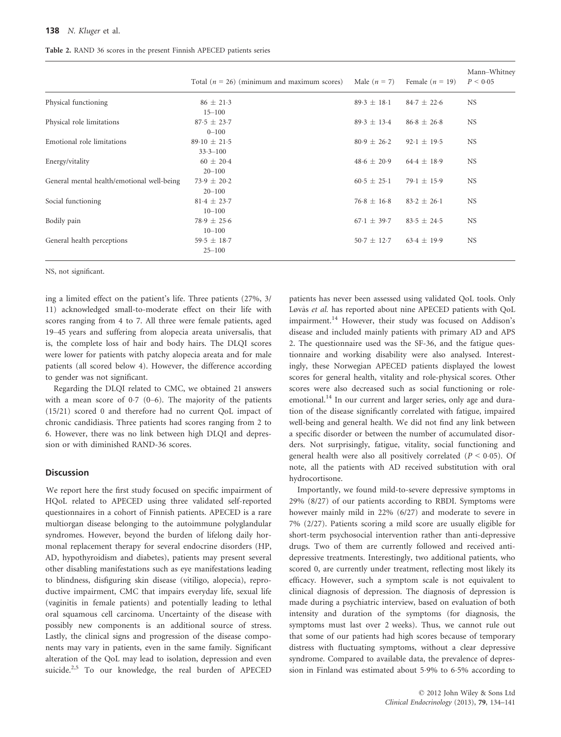Table 2. RAND 36 scores in the present Finnish APECED patients series

| | Total ($n$ = 26) (minimum and maximum scores) | Male ($n$ = 7) | Female ($n$ = 19) | Mann–Whitney $P < 0{\cdot}05$ |
|---|---|---|---|---|
| Physical functioning | 86 ± 21·3<br>15–100 | 89·3 ± 18·1 | 84·7 ± 22·6 | NS |
| Physical role limitations | 87·5 ± 23·7<br>0–100 | 89·3 ± 13·4 | 86·8 ± 26·8 | NS |
| Emotional role limitations | 89·10 ± 21·5<br>33·3–100 | 80·9 ± 26·2 | 92·1 ± 19·5 | NS |
| Energy/vitality | 60 ± 20·4<br>20–100 | 48·6 ± 20·9 | 64·4 ± 18·9 | NS |
| General mental health/emotional well-being | 73·9 ± 20·2<br>20–100 | 60·5 ± 25·1 | 79·1 ± 15·9 | NS |
| Social functioning | 81·4 ± 23·7<br>10–100 | 76·8 ± 16·8 | 83·2 ± 26·1 | NS |
| Bodily pain | 78·9 ± 25·6<br>10–100 | 67·1 ± 39·7 | 83·5 ± 24·5 | NS |
| General health perceptions | 59·5 ± 18·7<br>25–100 | 50·7 ± 12·7 | 63·4 ± 19·9 | NS |

NS, not significant.

ing a limited effect on the patient's life. Three patients (27%, 3/11) acknowledged small-to-moderate effect on their life with scores ranging from 4 to 7. All three were female patients, aged 19–45 years and suffering from alopecia areata universalis, that is, the complete loss of hair and body hairs. The DLQI scores were lower for patients with patchy alopecia areata and for male patients (all scored below 4). However, the difference according to gender was not significant.

Regarding the DLQI related to CMC, we obtained 21 answers with a mean score of 0·7 (0–6). The majority of the patients (15/21) scored 0 and therefore had no current QoL impact of chronic candidiasis. Three patients had scores ranging from 2 to 6. However, there was no link between high DLQI and depression or with diminished RAND-36 scores.

## Discussion

We report here the first study focused on specific impairment of HQoL related to APECED using three validated self-reported questionnaires in a cohort of Finnish patients. APECED is a rare multiorgan disease belonging to the autoimmune polyglandular syndromes. However, beyond the burden of lifelong daily hormonal replacement therapy for several endocrine disorders (HP, AD, hypothyroidism and diabetes), patients may present several other disabling manifestations such as eye manifestations leading to blindness, disfiguring skin disease (vitiligo, alopecia), reproductive impairment, CMC that impairs everyday life, sexual life (vaginitis in female patients) and potentially leading to lethal oral squamous cell carcinoma. Uncertainty of the disease with possibly new components is an additional source of stress. Lastly, the clinical signs and progression of the disease components may vary in patients, even in the same family. Significant alteration of the QoL may lead to isolation, depression and even suicide.[2,5] To our knowledge, the real burden of APECED patients has never been assessed using validated QoL tools. Only Løvås *et al.* has reported about nine APECED patients with QoL impairment.[14] However, their study was focused on Addison's disease and included mainly patients with primary AD and APS 2. The questionnaire used was the SF-36, and the fatigue questionnaire and working disability were also analysed. Interestingly, these Norwegian APECED patients displayed the lowest scores for general health, vitality and role-physical scores. Other scores were also decreased such as social functioning or role-emotional.[14] In our current and larger series, only age and duration of the disease significantly correlated with fatigue, impaired well-being and general health. We did not find any link between a specific disorder or between the number of accumulated disorders. Not surprisingly, fatigue, vitality, social functioning and general health were also all positively correlated ($P < 0{\cdot}05$). Of note, all the patients with AD received substitution with oral hydrocortisone.

Importantly, we found mild-to-severe depressive symptoms in 29% (8/27) of our patients according to RBDI. Symptoms were however mainly mild in 22% (6/27) and moderate to severe in 7% (2/27). Patients scoring a mild score are usually eligible for short-term psychosocial intervention rather than anti-depressive drugs. Two of them are currently followed and received anti-depressive treatments. Interestingly, two additional patients, who scored 0, are currently under treatment, reflecting most likely its efficacy. However, such a symptom scale is not equivalent to clinical diagnosis of depression. The diagnosis of depression is made during a psychiatric interview, based on evaluation of both intensity and duration of the symptoms (for diagnosis, the symptoms must last over 2 weeks). Thus, we cannot rule out that some of our patients had high scores because of temporary distress with fluctuating symptoms, without a clear depressive syndrome. Compared to available data, the prevalence of depression in Finland was estimated about 5·9% to 6·5% according to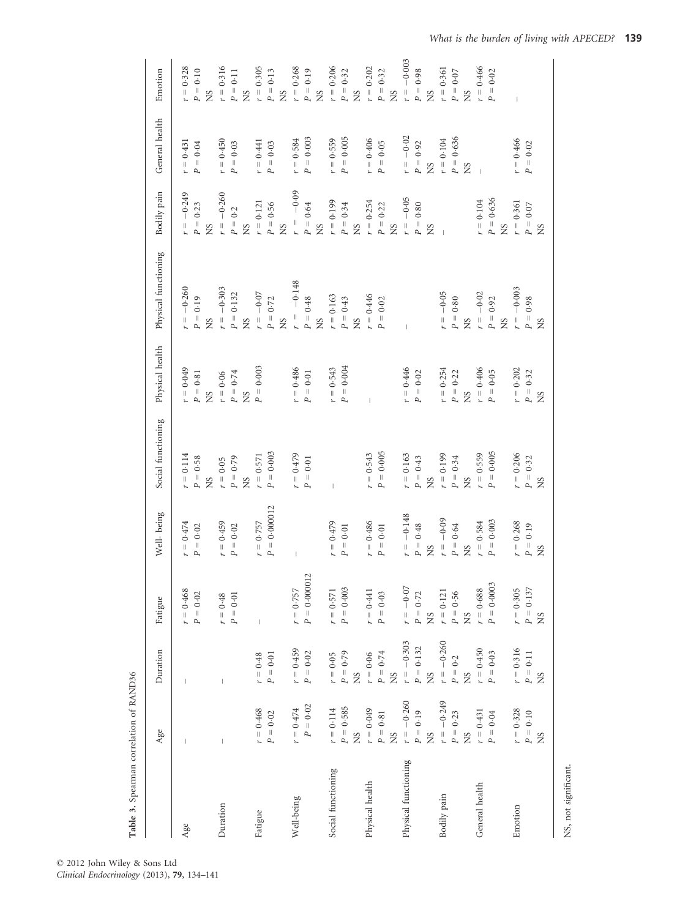**Table 3.** Spearman correlation of RAND36

| | Age | Duration | Fatigue | Well- being | Social functioning | Physical health | Physical functioning | Bodily pain | General health | Emotion |
|---|---|---|---|---|---|---|---|---|---|---|
| Age | – | – | $r = 0·468$ $P = 0·02$ | $r = 0·474$ $P = 0·02$ | $r = 0·114$ $P = 0·58$ NS | $r = 0·049$ $P = 0·81$ NS | $r = -0·260$ $P = 0·19$ NS | $r = -0·249$ $P = 0·23$ NS | $r = 0·431$ $P = 0·04$ | $r = 0·328$ $P = 0·10$ NS |
| Duration | – | | $r = 0·48$ $P = 0·01$ | $r = 0·459$ $P = 0·02$ | $r = 0·05$ $P = 0·79$ NS | $r = 0·06$ $P = 0·74$ NS | $r = -0·303$ $P = 0·132$ NS | $r = -0·260$ $P = 0·2$ NS | $r = 0·450$ $P = 0·03$ | $r = 0·316$ $P = 0·11$ NS |
| Fatigue | $r = 0·468$ $P = 0·02$ | $r = 0·48$ $P = 0·01$ | – | $r = 0·757$ $P = 0·000012$ | $r = 0·571$ $P = 0·003$ | $P = 0·003$ | $r = -0·07$ $P = 0·72$ NS | $r = 0·121$ $P = 0·56$ NS | $r = 0·441$ $P = 0·03$ | $r = 0·305$ $P = 0·13$ NS |
| Well-being | $r = 0·474$ $P = 0·02$ | $r = 0·459$ $P = 0·02$ | $r = 0·757$ $P = 0·000012$ | – | $r = 0·479$ $P = 0·01$ | $r = 0·486$ $P = 0·01$ | $r = -0·148$ $P = 0·48$ NS | $r = -0·09$ $P = 0·64$ NS | $r = 0·584$ $P = 0·003$ | $r = 0·268$ $P = 0·19$ NS |
| Social functioning | $r = 0·114$ $P = 0·585$ NS | $r = 0·05$ $P = 0·79$ NS | $r = 0·571$ $P = 0·003$ | $r = 0·479$ $P = 0·01$ | – | $r = 0·543$ $P = 0·004$ | $r = 0·163$ $P = 0·43$ NS | $r = 0·199$ $P = 0·34$ NS | $r = 0·559$ $P = 0·005$ | $r = 0·206$ $P = 0·32$ NS |
| Physical health | $r = 0·049$ $P = 0·81$ NS | $r = 0·06$ $P = 0·74$ NS | $r = 0·441$ $P = 0·03$ | $r = 0·486$ $P = 0·01$ | $r = 0·543$ $P = 0·005$ | – | $r = 0·446$ $P = 0·02$ | $r = 0·254$ $P = 0·22$ NS | $r = 0·406$ $P = 0·05$ | $r = 0·202$ $P = 0·32$ NS |
| Physical functioning | $r = -0·260$ $P = 0·19$ NS | $r = -0·303$ $P = 0·132$ NS | $r = -0·07$ $P = 0·72$ NS | $r = -0·148$ $P = 0·48$ NS | $r = 0·163$ $P = 0·43$ NS | $r = 0·446$ $P = 0·02$ | – | $r = -0·05$ $P = 0·80$ NS | $r = -0·02$ $P = 0·92$ NS | $r = -0·003$ $P = 0·98$ NS |
| Bodily pain | $r = -0·249$ $P = 0·23$ NS | $r = -0·260$ $P = 0·2$ NS | $r = 0·121$ $P = 0·56$ NS | $r = -0·09$ $P = 0·64$ NS | $r = 0·199$ $P = 0·34$ NS | $r = 0·254$ $P = 0·22$ NS | $r = -0·05$ $P = 0·80$ NS | – | $r = 0·104$ $P = 0·636$ NS | $r = 0·361$ $P = 0·07$ NS |
| General health | $r = 0·431$ $P = 0·04$ | $r = 0·450$ $P = 0·03$ | $r = 0·688$ $P = 0·0003$ | $r = 0·584$ $P = 0·003$ | $r = 0·559$ $P = 0·005$ | $r = 0·406$ $P = 0·05$ | $r = -0·02$ $P = 0·92$ NS | $r = 0·104$ $P = 0·636$ NS | – | $r = 0·466$ $P = 0·02$ |
| Emotion | $r = 0·328$ $P = 0·10$ NS | $r = 0·316$ $P = 0·11$ NS | $r = 0·305$ $P = 0·137$ NS | $r = 0·268$ $P = 0·19$ NS | $r = 0·206$ $P = 0·32$ NS | $r = 0·202$ $P = 0·32$ NS | $r = -0·003$ $P = 0·98$ NS | $r = 0·361$ $P = 0·07$ NS | $r = 0·466$ $P = 0·02$ | – |

NS, not significant.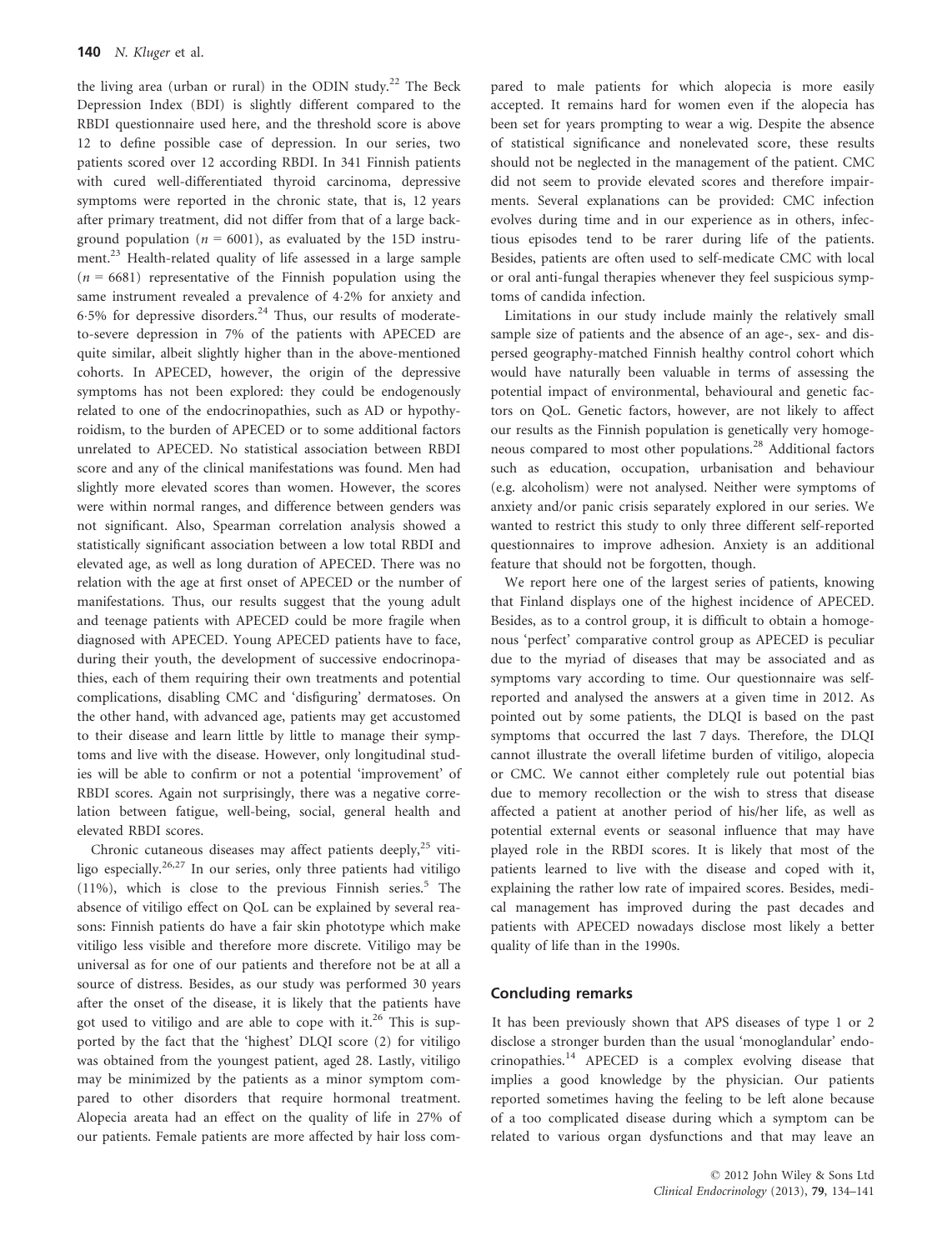the living area (urban or rural) in the ODIN study.[22] The Beck Depression Index (BDI) is slightly different compared to the RBDI questionnaire used here, and the threshold score is above 12 to define possible case of depression. In our series, two patients scored over 12 according RBDI. In 341 Finnish patients with cured well-differentiated thyroid carcinoma, depressive symptoms were reported in the chronic state, that is, 12 years after primary treatment, did not differ from that of a large background population ($n = 6001$), as evaluated by the 15D instrument.[23] Health-related quality of life assessed in a large sample ($n = 6681$) representative of the Finnish population using the same instrument revealed a prevalence of 4·2% for anxiety and 6·5% for depressive disorders.[24] Thus, our results of moderate-to-severe depression in 7% of the patients with APECED are quite similar, albeit slightly higher than in the above-mentioned cohorts. In APECED, however, the origin of the depressive symptoms has not been explored: they could be endogenously related to one of the endocrinopathies, such as AD or hypothyroidism, to the burden of APECED or to some additional factors unrelated to APECED. No statistical association between RBDI score and any of the clinical manifestations was found. Men had slightly more elevated scores than women. However, the scores were within normal ranges, and difference between genders was not significant. Also, Spearman correlation analysis showed a statistically significant association between a low total RBDI and elevated age, as well as long duration of APECED. There was no relation with the age at first onset of APECED or the number of manifestations. Thus, our results suggest that the young adult and teenage patients with APECED could be more fragile when diagnosed with APECED. Young APECED patients have to face, during their youth, the development of successive endocrinopathies, each of them requiring their own treatments and potential complications, disabling CMC and 'disfiguring' dermatoses. On the other hand, with advanced age, patients may get accustomed to their disease and learn little by little to manage their symptoms and live with the disease. However, only longitudinal studies will be able to confirm or not a potential 'improvement' of RBDI scores. Again not surprisingly, there was a negative correlation between fatigue, well-being, social, general health and elevated RBDI scores.

Chronic cutaneous diseases may affect patients deeply,[25] vitiligo especially.[26,27] In our series, only three patients had vitiligo (11%), which is close to the previous Finnish series.[5] The absence of vitiligo effect on QoL can be explained by several reasons: Finnish patients do have a fair skin phototype which make vitiligo less visible and therefore more discrete. Vitiligo may be universal as for one of our patients and therefore not be at all a source of distress. Besides, as our study was performed 30 years after the onset of the disease, it is likely that the patients have got used to vitiligo and are able to cope with it.[26] This is supported by the fact that the 'highest' DLQI score (2) for vitiligo was obtained from the youngest patient, aged 28. Lastly, vitiligo may be minimized by the patients as a minor symptom compared to other disorders that require hormonal treatment. Alopecia areata had an effect on the quality of life in 27% of our patients. Female patients are more affected by hair loss compared to male patients for which alopecia is more easily accepted. It remains hard for women even if the alopecia has been set for years prompting to wear a wig. Despite the absence of statistical significance and nonelevated score, these results should not be neglected in the management of the patient. CMC did not seem to provide elevated scores and therefore impairments. Several explanations can be provided: CMC infection evolves during time and in our experience as in others, infectious episodes tend to be rarer during life of the patients. Besides, patients are often used to self-medicate CMC with local or oral anti-fungal therapies whenever they feel suspicious symptoms of candida infection.

Limitations in our study include mainly the relatively small sample size of patients and the absence of an age-, sex- and dispersed geography-matched Finnish healthy control cohort which would have naturally been valuable in terms of assessing the potential impact of environmental, behavioural and genetic factors on QoL. Genetic factors, however, are not likely to affect our results as the Finnish population is genetically very homogeneous compared to most other populations.[28] Additional factors such as education, occupation, urbanisation and behaviour (e.g. alcoholism) were not analysed. Neither were symptoms of anxiety and/or panic crisis separately explored in our series. We wanted to restrict this study to only three different self-reported questionnaires to improve adhesion. Anxiety is an additional feature that should not be forgotten, though.

We report here one of the largest series of patients, knowing that Finland displays one of the highest incidence of APECED. Besides, as to a control group, it is difficult to obtain a homogenous 'perfect' comparative control group as APECED is peculiar due to the myriad of diseases that may be associated and as symptoms vary according to time. Our questionnaire was self-reported and analysed the answers at a given time in 2012. As pointed out by some patients, the DLQI is based on the past symptoms that occurred the last 7 days. Therefore, the DLQI cannot illustrate the overall lifetime burden of vitiligo, alopecia or CMC. We cannot either completely rule out potential bias due to memory recollection or the wish to stress that disease affected a patient at another period of his/her life, as well as potential external events or seasonal influence that may have played role in the RBDI scores. It is likely that most of the patients learned to live with the disease and coped with it, explaining the rather low rate of impaired scores. Besides, medical management has improved during the past decades and patients with APECED nowadays disclose most likely a better quality of life than in the 1990s.

## Concluding remarks

It has been previously shown that APS diseases of type 1 or 2 disclose a stronger burden than the usual 'monoglandular' endocrinopathies.[14] APECED is a complex evolving disease that implies a good knowledge by the physician. Our patients reported sometimes having the feeling to be left alone because of a too complicated disease during which a symptom can be related to various organ dysfunctions and that may leave an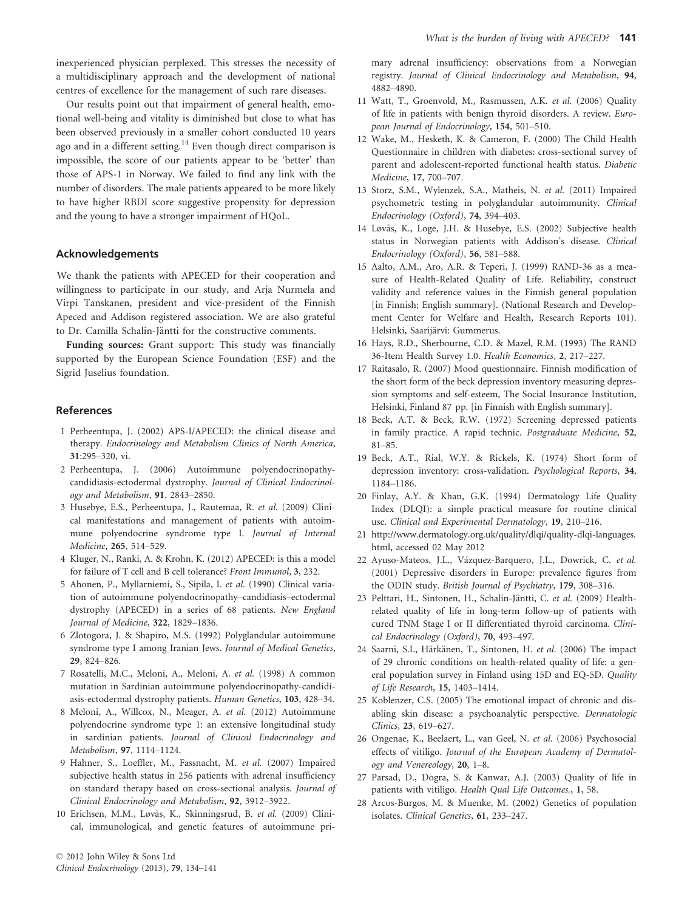inexperienced physician perplexed. This stresses the necessity of a multidisciplinary approach and the development of national centres of excellence for the management of such rare diseases.

Our results point out that impairment of general health, emotional well-being and vitality is diminished but close to what has been observed previously in a smaller cohort conducted 10 years ago and in a different setting.[14] Even though direct comparison is impossible, the score of our patients appear to be 'better' than those of APS-1 in Norway. We failed to find any link with the number of disorders. The male patients appeared to be more likely to have higher RBDI score suggestive propensity for depression and the young to have a stronger impairment of HQoL.

## Acknowledgements

We thank the patients with APECED for their cooperation and willingness to participate in our study, and Arja Nurmela and Virpi Tanskanen, president and vice-president of the Finnish Apeced and Addison registered association. We are also grateful to Dr. Camilla Schalin-Jäntti for the constructive comments.

**Funding sources:** Grant support: This study was financially supported by the European Science Foundation (ESF) and the Sigrid Juselius foundation.

## References

1 Perheentupa, J. (2002) APS-I/APECED: the clinical disease and therapy. *Endocrinology and Metabolism Clinics of North America*, **31**:295–320, vi.

2 Perheentupa, J. (2006) Autoimmune polyendocrinopathy-candidiasis-ectodermal dystrophy. *Journal of Clinical Endocrinology and Metabolism*, **91**, 2843–2850.

3 Husebye, E.S., Perheentupa, J., Rautemaa, R. *et al.* (2009) Clinical manifestations and management of patients with autoimmune polyendocrine syndrome type I. *Journal of Internal Medicine*, **265**, 514–529.

4 Kluger, N., Ranki, A. & Krohn, K. (2012) APECED: is this a model for failure of T cell and B cell tolerance? *Front Immunol*, **3**, 232.

5 Ahonen, P., Myllarniemi, S., Sipila, I. *et al.* (1990) Clinical variation of autoimmune polyendocrinopathy–candidiasis–ectodermal dystrophy (APECED) in a series of 68 patients. *New England Journal of Medicine*, **322**, 1829–1836.

6 Zlotogora, J. & Shapiro, M.S. (1992) Polyglandular autoimmune syndrome type I among Iranian Jews. *Journal of Medical Genetics*, **29**, 824–826.

7 Rosatelli, M.C., Meloni, A., Meloni, A. *et al.* (1998) A common mutation in Sardinian autoimmune polyendocrinopathy-candidiasis-ectodermal dystrophy patients. *Human Genetics*, **103**, 428–34.

8 Meloni, A., Willcox, N., Meager, A. *et al.* (2012) Autoimmune polyendocrine syndrome type 1: an extensive longitudinal study in sardinian patients. *Journal of Clinical Endocrinology and Metabolism*, **97**, 1114–1124.

9 Hahner, S., Loeffler, M., Fassnacht, M. *et al.* (2007) Impaired subjective health status in 256 patients with adrenal insufficiency on standard therapy based on cross-sectional analysis. *Journal of Clinical Endocrinology and Metabolism*, **92**, 3912–3922.

10 Erichsen, M.M., Løvås, K., Skinningsrud, B. *et al.* (2009) Clinical, immunological, and genetic features of autoimmune primary adrenal insufficiency: observations from a Norwegian registry. *Journal of Clinical Endocrinology and Metabolism*, **94**, 4882–4890.

11 Watt, T., Groenvold, M., Rasmussen, A.K. *et al.* (2006) Quality of life in patients with benign thyroid disorders. A review. *European Journal of Endocrinology*, **154**, 501–510.

12 Wake, M., Hesketh, K. & Cameron, F. (2000) The Child Health Questionnaire in children with diabetes: cross-sectional survey of parent and adolescent-reported functional health status. *Diabetic Medicine*, **17**, 700–707.

13 Storz, S.M., Wylenzek, S.A., Matheis, N. *et al.* (2011) Impaired psychometric testing in polyglandular autoimmunity. *Clinical Endocrinology (Oxford)*, **74**, 394–403.

14 Løvås, K., Loge, J.H. & Husebye, E.S. (2002) Subjective health status in Norwegian patients with Addison's disease. *Clinical Endocrinology (Oxford)*, **56**, 581–588.

15 Aalto, A.M., Aro, A.R. & Teperi, J. (1999) RAND-36 as a measure of Health-Related Quality of Life. Reliability, construct validity and reference values in the Finnish general population [in Finnish; English summary]. (National Research and Development Center for Welfare and Health, Research Reports 101). Helsinki, Saarijärvi: Gummerus.

16 Hays, R.D., Sherbourne, C.D. & Mazel, R.M. (1993) The RAND 36-Item Health Survey 1.0. *Health Economics*, **2**, 217–227.

17 Raitasalo, R. (2007) Mood questionnaire. Finnish modification of the short form of the beck depression inventory measuring depression symptoms and self-esteem, The Social Insurance Institution, Helsinki, Finland 87 pp. [in Finnish with English summary].

18 Beck, A.T. & Beck, R.W. (1972) Screening depressed patients in family practice. A rapid technic. *Postgraduate Medicine*, **52**, 81–85.

19 Beck, A.T., Rial, W.Y. & Rickels, K. (1974) Short form of depression inventory: cross-validation. *Psychological Reports*, **34**, 1184–1186.

20 Finlay, A.Y. & Khan, G.K. (1994) Dermatology Life Quality Index (DLQI): a simple practical measure for routine clinical use. *Clinical and Experimental Dermatology*, **19**, 210–216.

21 http://www.dermatology.org.uk/quality/dlqi/quality-dlqi-languages.html, accessed 02 May 2012

22 Ayuso-Mateos, J.L., Vázquez-Barquero, J.L., Dowrick, C. *et al.* (2001) Depressive disorders in Europe: prevalence figures from the ODIN study. *British Journal of Psychiatry*, **179**, 308–316.

23 Pelttari, H., Sintonen, H., Schalin-Jäntti, C. *et al.* (2009) Health-related quality of life in long-term follow-up of patients with cured TNM Stage I or II differentiated thyroid carcinoma. *Clinical Endocrinology (Oxford)*, **70**, 493–497.

24 Saarni, S.I., Härkänen, T., Sintonen, H. *et al.* (2006) The impact of 29 chronic conditions on health-related quality of life: a general population survey in Finland using 15D and EQ-5D. *Quality of Life Research*, **15**, 1403–1414.

25 Koblenzer, C.S. (2005) The emotional impact of chronic and disabling skin disease: a psychoanalytic perspective. *Dermatologic Clinics*, **23**, 619–627.

26 Ongenae, K., Beelaert, L., van Geel, N. *et al.* (2006) Psychosocial effects of vitiligo. *Journal of the European Academy of Dermatology and Venereology*, **20**, 1–8.

27 Parsad, D., Dogra, S. & Kanwar, A.J. (2003) Quality of life in patients with vitiligo. *Health Qual Life Outcomes.*, **1**, 58.

28 Arcos-Burgos, M. & Muenke, M. (2002) Genetics of population isolates. *Clinical Genetics*, **61**, 233–247.